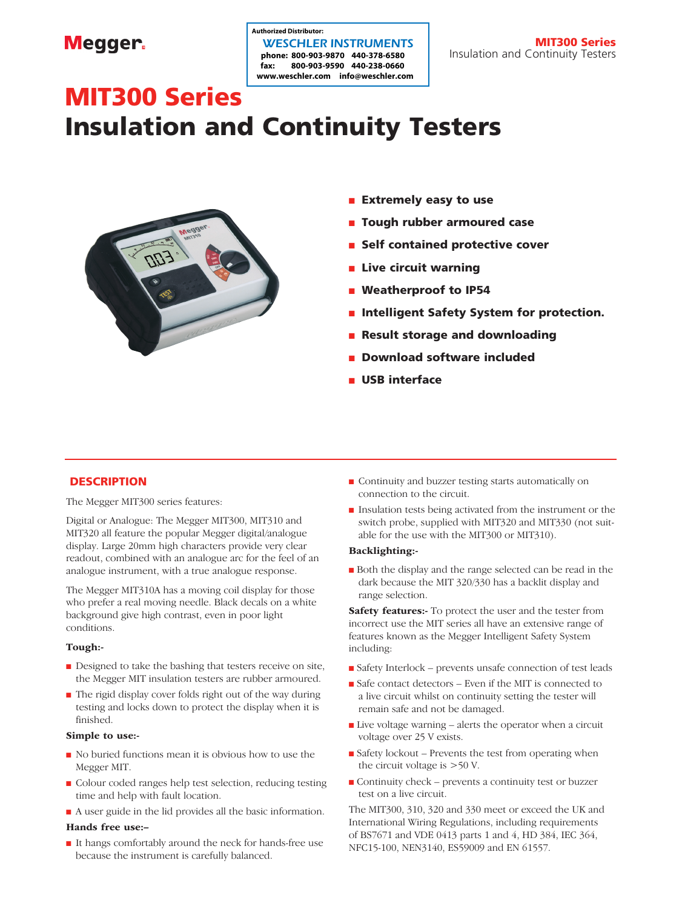Megger

**Authorized Distributor:**
**WESCHLER INSTRUMENTS**
**phone: 800-903-9870 440-378-6580**
**fax: 800-903-9590 440-238-0660**
**www.weschler.com info@weschler.com**

# MIT300 Series
# Insulation and Continuity Testers

- **Extremely easy to use**
- **Tough rubber armoured case**
- **Self contained protective cover**
- **Live circuit warning**
- **Weatherproof to IP54**
- **Intelligent Safety System for protection.**
- **Result storage and downloading**
- **Download software included**
- **USB interface**

## DESCRIPTION

The Megger MIT300 series features:

Digital or Analogue: The Megger MIT300, MIT310 and MIT320 all feature the popular Megger digital/analogue display. Large 20mm high characters provide very clear readout, combined with an analogue arc for the feel of an analogue instrument, with a true analogue response.

The Megger MIT310A has a moving coil display for those who prefer a real moving needle. Black decals on a white background give high contrast, even in poor light conditions.

**Tough:-**

- Designed to take the bashing that testers receive on site, the Megger MIT insulation testers are rubber armoured.
- The rigid display cover folds right out of the way during testing and locks down to protect the display when it is finished.

**Simple to use:-**

- No buried functions mean it is obvious how to use the Megger MIT.
- Colour coded ranges help test selection, reducing testing time and help with fault location.
- A user guide in the lid provides all the basic information.

**Hands free use:–**

- It hangs comfortably around the neck for hands-free use because the instrument is carefully balanced.
- Continuity and buzzer testing starts automatically on connection to the circuit.
- Insulation tests being activated from the instrument or the switch probe, supplied with MIT320 and MIT330 (not suitable for the use with the MIT300 or MIT310).

**Backlighting:-**

- Both the display and the range selected can be read in the dark because the MIT 320/330 has a backlit display and range selection.

**Safety features:-** To protect the user and the tester from incorrect use the MIT series all have an extensive range of features known as the Megger Intelligent Safety System including:

- Safety Interlock – prevents unsafe connection of test leads
- Safe contact detectors – Even if the MIT is connected to a live circuit whilst on continuity setting the tester will remain safe and not be damaged.
- Live voltage warning – alerts the operator when a circuit voltage over 25 V exists.
- Safety lockout – Prevents the test from operating when the circuit voltage is >50 V.
- Continuity check – prevents a continuity test or buzzer test on a live circuit.

The MIT300, 310, 320 and 330 meet or exceed the UK and International Wiring Regulations, including requirements of BS7671 and VDE 0413 parts 1 and 4, HD 384, IEC 364, NFC15-100, NEN3140, ES59009 and EN 61557.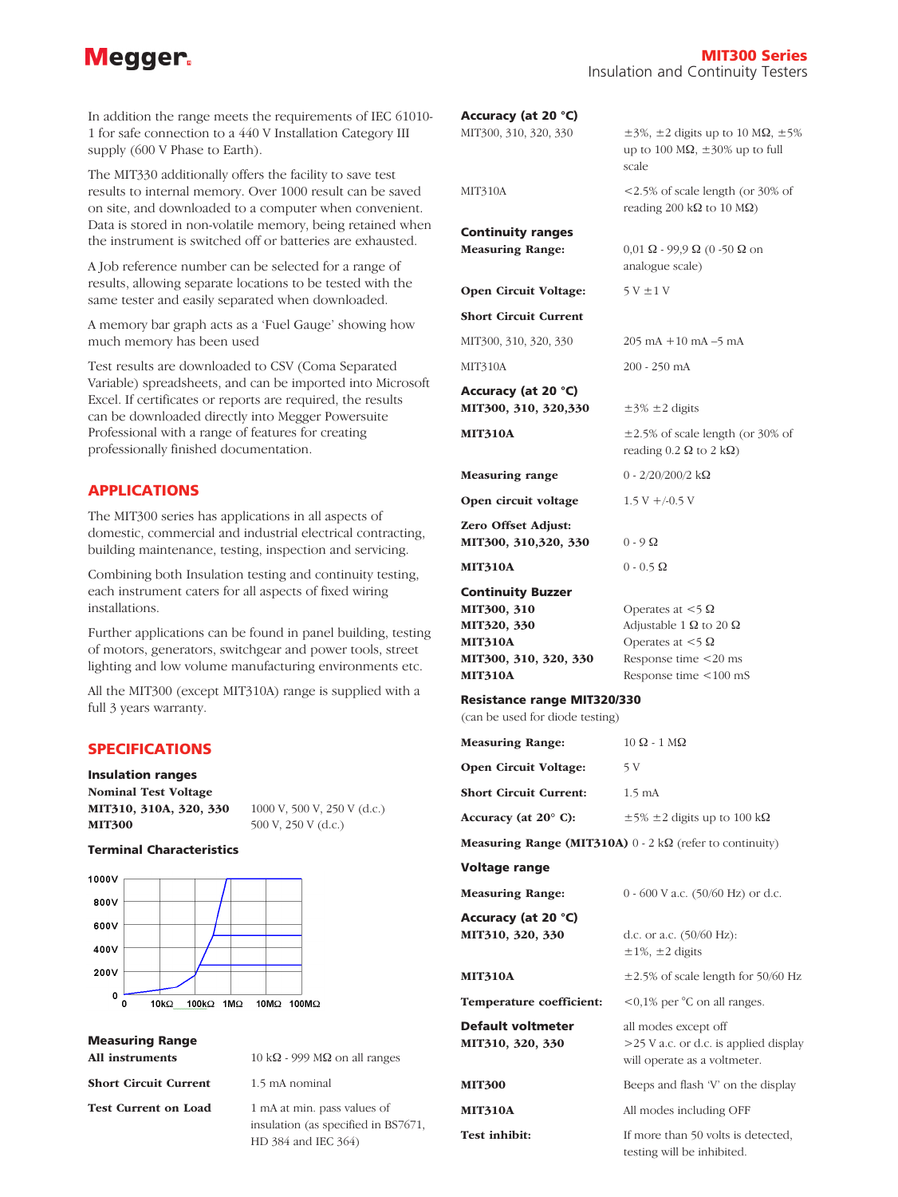In addition the range meets the requirements of IEC 61010-1 for safe connection to a 440 V Installation Category III supply (600 V Phase to Earth).

The MIT330 additionally offers the facility to save test results to internal memory. Over 1000 result can be saved on site, and downloaded to a computer when convenient. Data is stored in non-volatile memory, being retained when the instrument is switched off or batteries are exhausted.

A Job reference number can be selected for a range of results, allowing separate locations to be tested with the same tester and easily separated when downloaded.

A memory bar graph acts as a 'Fuel Gauge' showing how much memory has been used

Test results are downloaded to CSV (Coma Separated Variable) spreadsheets, and can be imported into Microsoft Excel. If certificates or reports are required, the results can be downloaded directly into Megger Powersuite Professional with a range of features for creating professionally finished documentation.

## APPLICATIONS

The MIT300 series has applications in all aspects of domestic, commercial and industrial electrical contracting, building maintenance, testing, inspection and servicing.

Combining both Insulation testing and continuity testing, each instrument caters for all aspects of fixed wiring installations.

Further applications can be found in panel building, testing of motors, generators, switchgear and power tools, street lighting and low volume manufacturing environments etc.

All the MIT300 (except MIT310A) range is supplied with a full 3 years warranty.

## SPECIFICATIONS

### Insulation ranges

**Nominal Test Voltage**

| | |
|---|---|
| **MIT310, 310A, 320, 330** | 1000 V, 500 V, 250 V (d.c.) |
| **MIT300** | 500 V, 250 V (d.c.) |

### Terminal Characteristics

(Graph: voltage axis 0, 200V, 400V, 600V, 800V, 1000V; resistance axis 0, 10kΩ, 100kΩ, 1MΩ, 10MΩ, 100MΩ)

### Measuring Range

| | |
|---|---|
| **All instruments** | 10 kΩ - 999 MΩ on all ranges |
| **Short Circuit Current** | 1.5 mA nominal |
| **Test Current on Load** | 1 mA at min. pass values of insulation (as specified in BS7671, HD 384 and IEC 364) |

### Accuracy (at 20 °C)

| | |
|---|---|
| MIT300, 310, 320, 330 | ±3%, ±2 digits up to 10 MΩ, ±5% up to 100 MΩ, ±30% up to full scale |
| MIT310A | <2.5% of scale length (or 30% of reading 200 kΩ to 10 MΩ) |

### Continuity ranges

| | |
|---|---|
| **Measuring Range:** | 0,01 Ω - 99,9 Ω (0 -50 Ω on analogue scale) |
| **Open Circuit Voltage:** | 5 V ±1 V |
| **Short Circuit Current** | |
| MIT300, 310, 320, 330 | 205 mA +10 mA –5 mA |
| MIT310A | 200 - 250 mA |

### Accuracy (at 20 °C)

| | |
|---|---|
| **MIT300, 310, 320,330** | ±3% ±2 digits |
| **MIT310A** | ±2.5% of scale length (or 30% of reading 0.2 Ω to 2 kΩ) |
| **Measuring range** | 0 - 2/20/200/2 kΩ |
| **Open circuit voltage** | 1.5 V +/-0.5 V |
| **Zero Offset Adjust:** | |
| **MIT300, 310,320, 330** | 0 - 9 Ω |
| **MIT310A** | 0 - 0.5 Ω |

### Continuity Buzzer

| | |
|---|---|
| **MIT300, 310** | Operates at <5 Ω |
| **MIT320, 330** | Adjustable 1 Ω to 20 Ω |
| **MIT310A** | Operates at <5 Ω |
| **MIT300, 310, 320, 330** | Response time <20 ms |
| **MIT310A** | Response time <100 mS |

### Resistance range MIT320/330

(can be used for diode testing)

| | |
|---|---|
| **Measuring Range:** | 10 Ω - 1 MΩ |
| **Open Circuit Voltage:** | 5 V |
| **Short Circuit Current:** | 1.5 mA |
| **Accuracy (at 20° C):** | ±5% ±2 digits up to 100 kΩ |

**Measuring Range (MIT310A)** 0 - 2 kΩ (refer to continuity)

### Voltage range

| | |
|---|---|
| **Measuring Range:** | 0 - 600 V a.c. (50/60 Hz) or d.c. |

### Accuracy (at 20 °C)

| | |
|---|---|
| **MIT310, 320, 330** | d.c. or a.c. (50/60 Hz): ±1%, ±2 digits |
| **MIT310A** | ±2.5% of scale length for 50/60 Hz |
| **Temperature coefficient:** | <0,1% per °C on all ranges. |

### Default voltmeter

| | |
|---|---|
| **MIT310, 320, 330** | all modes except off >25 V a.c. or d.c. is applied display will operate as a voltmeter. |
| **MIT300** | Beeps and flash 'V' on the display |
| **MIT310A** | All modes including OFF |
| **Test inhibit:** | If more than 50 volts is detected, testing will be inhibited. |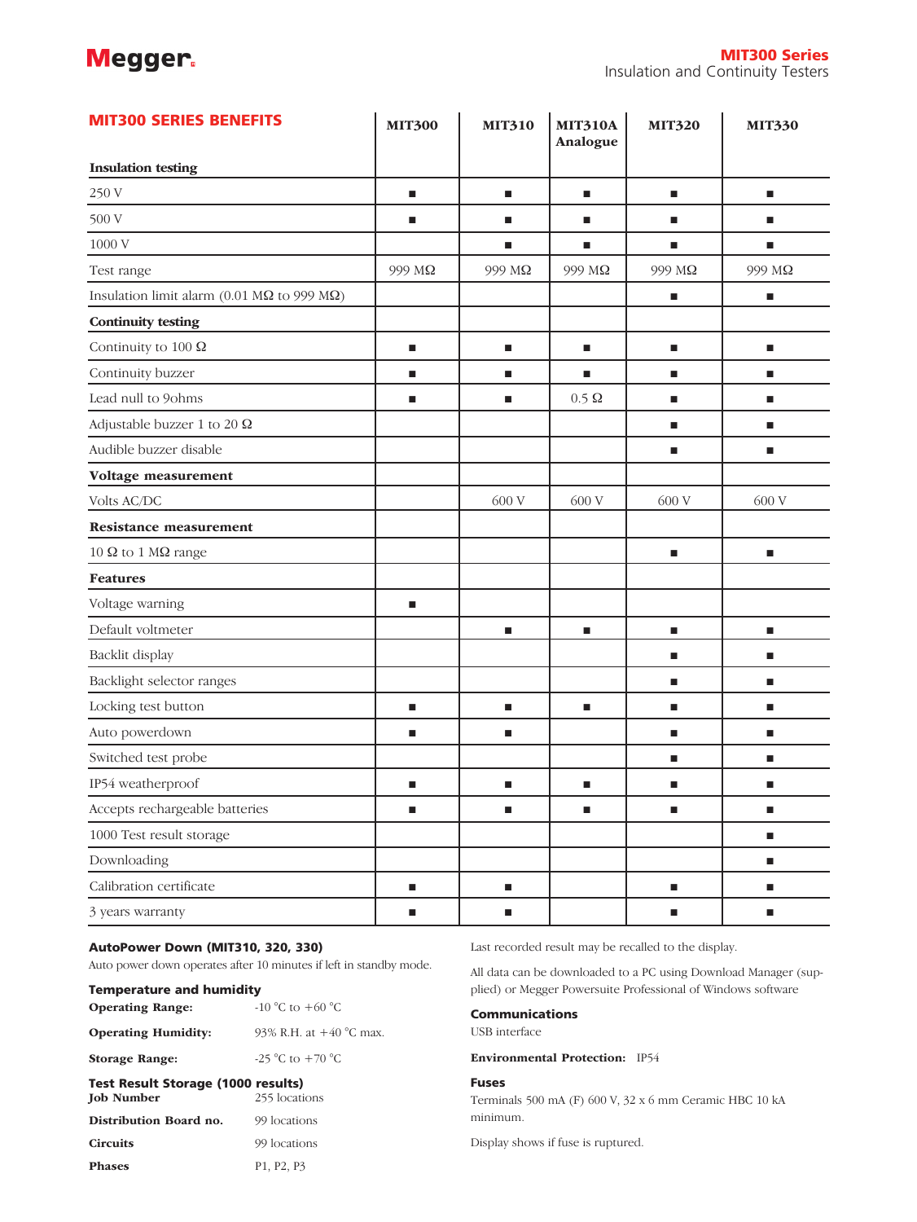## MIT300 SERIES BENEFITS

| | MIT300 | MIT310 | MIT310A Analogue | MIT320 | MIT330 |
|---|---|---|---|---|---|
| **Insulation testing** | | | | | |
| 250 V | ■ | ■ | ■ | ■ | ■ |
| 500 V | ■ | ■ | ■ | ■ | ■ |
| 1000 V | | ■ | ■ | ■ | ■ |
| Test range | 999 MΩ | 999 MΩ | 999 MΩ | 999 MΩ | 999 MΩ |
| Insulation limit alarm (0.01 MΩ to 999 MΩ) | | | | ■ | ■ |
| **Continuity testing** | | | | | |
| Continuity to 100 Ω | ■ | ■ | ■ | ■ | ■ |
| Continuity buzzer | ■ | ■ | ■ | ■ | ■ |
| Lead null to 9ohms | ■ | ■ | 0.5 Ω | ■ | ■ |
| Adjustable buzzer 1 to 20 Ω | | | | ■ | ■ |
| Audible buzzer disable | | | | ■ | ■ |
| **Voltage measurement** | | | | | |
| Volts AC/DC | | 600 V | 600 V | 600 V | 600 V |
| **Resistance measurement** | | | | | |
| 10 Ω to 1 MΩ range | | | | ■ | ■ |
| **Features** | | | | | |
| Voltage warning | ■ | | | | |
| Default voltmeter | | ■ | ■ | ■ | ■ |
| Backlit display | | | | ■ | ■ |
| Backlight selector ranges | | | | ■ | ■ |
| Locking test button | ■ | ■ | ■ | ■ | ■ |
| Auto powerdown | ■ | ■ | | ■ | ■ |
| Switched test probe | | | | ■ | ■ |
| IP54 weatherproof | ■ | ■ | ■ | ■ | ■ |
| Accepts rechargeable batteries | ■ | ■ | ■ | ■ | ■ |
| 1000 Test result storage | | | | | ■ |
| Downloading | | | | | ■ |
| Calibration certificate | ■ | ■ | | ■ | ■ |
| 3 years warranty | ■ | ■ | | ■ | ■ |

### AutoPower Down (MIT310, 320, 330)

Auto power down operates after 10 minutes if left in standby mode.

### Temperature and humidity

| | |
|---|---|
| **Operating Range:** | -10 °C to +60 °C |
| **Operating Humidity:** | 93% R.H. at +40 °C max. |
| **Storage Range:** | -25 °C to +70 °C |

### Test Result Storage (1000 results)

| | |
|---|---|
| **Job Number** | 255 locations |
| **Distribution Board no.** | 99 locations |
| **Circuits** | 99 locations |
| **Phases** | P1, P2, P3 |

Last recorded result may be recalled to the display.

All data can be downloaded to a PC using Download Manager (supplied) or Megger Powersuite Professional of Windows software

### Communications

USB interface

**Environmental Protection:** IP54

### Fuses

Terminals 500 mA (F) 600 V, 32 x 6 mm Ceramic HBC 10 kA minimum.

Display shows if fuse is ruptured.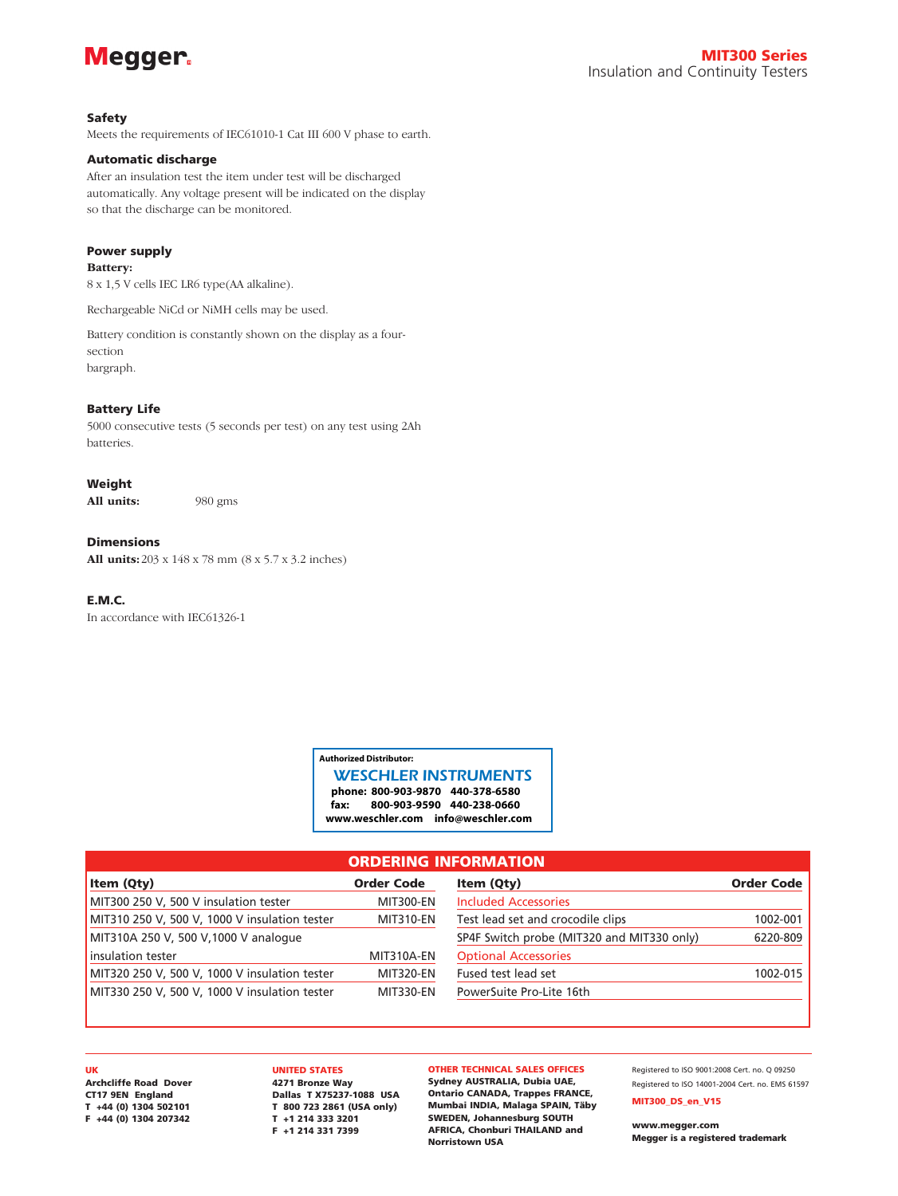### Safety

Meets the requirements of IEC61010-1 Cat III 600 V phase to earth.

### Automatic discharge

After an insulation test the item under test will be discharged automatically. Any voltage present will be indicated on the display so that the discharge can be monitored.

### Power supply

**Battery:**

8 x 1,5 V cells IEC LR6 type(AA alkaline).

Rechargeable NiCd or NiMH cells may be used.

Battery condition is constantly shown on the display as a four-section bargraph.

### Battery Life

5000 consecutive tests (5 seconds per test) on any test using 2Ah batteries.

### Weight

**All units:** 980 gms

### Dimensions

**All units:** 203 x 148 x 78 mm (8 x 5.7 x 3.2 inches)

### E.M.C.

In accordance with IEC61326-1

**Authorized Distributor:**

WESCHLER INSTRUMENTS

phone: 800-903-9870 440-378-6580

fax: 800-903-9590 440-238-0660

www.weschler.com info@weschler.com

## ORDERING INFORMATION

| Item (Qty) | Order Code |
|---|---|
| MIT300 250 V, 500 V insulation tester | MIT300-EN |
| MIT310 250 V, 500 V, 1000 V insulation tester | MIT310-EN |
| MIT310A 250 V, 500 V,1000 V analogue insulation tester | MIT310A-EN |
| MIT320 250 V, 500 V, 1000 V insulation tester | MIT320-EN |
| MIT330 250 V, 500 V, 1000 V insulation tester | MIT330-EN |

| Item (Qty) | Order Code |
|---|---|
| Included Accessories | |
| Test lead set and crocodile clips | 1002-001 |
| SP4F Switch probe (MIT320 and MIT330 only) | 6220-809 |
| Optional Accessories | |
| Fused test lead set | 1002-015 |
| PowerSuite Pro-Lite 16th | |

**UK**
Archcliffe Road Dover
CT17 9EN England
T +44 (0) 1304 502101
F +44 (0) 1304 207342

**UNITED STATES**
4271 Bronze Way
Dallas T X75237-1088 USA
T 800 723 2861 (USA only)
T +1 214 333 3201
F +1 214 331 7399

**OTHER TECHNICAL SALES OFFICES**
Sydney AUSTRALIA, Dubia UAE, Ontario CANADA, Trappes FRANCE, Mumbai INDIA, Malaga SPAIN, Täby SWEDEN, Johannesburg SOUTH AFRICA, Chonburi THAILAND and Norristown USA

Registered to ISO 9001:2008 Cert. no. Q 09250
Registered to ISO 14001-2004 Cert. no. EMS 61597

MIT300_DS_en_V15

www.megger.com
Megger is a registered trademark